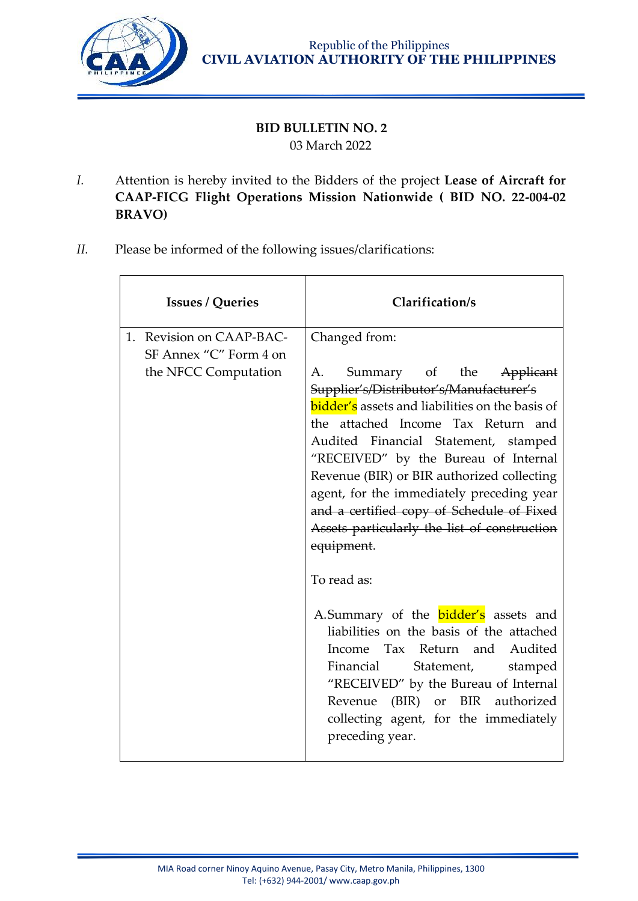Republic of the Philippines
**CIVIL AVIATION AUTHORITY OF THE PHILIPPINES**

## BID BULLETIN NO. 2

03 March 2022

*I.* Attention is hereby invited to the Bidders of the project **Lease of Aircraft for CAAP-FICG Flight Operations Mission Nationwide ( BID NO. 22-004-02 BRAVO)**

*II.* Please be informed of the following issues/clarifications:

| Issues / Queries | Clarification/s |
|---|---|
| 1. Revision on CAAP-BAC-SF Annex "C" Form 4 on the NFCC Computation | Changed from:<br><br>A. Summary of the ~~Applicant Supplier's/Distributor's/Manufacturer's~~ bidder's assets and liabilities on the basis of the attached Income Tax Return and Audited Financial Statement, stamped "RECEIVED" by the Bureau of Internal Revenue (BIR) or BIR authorized collecting agent, for the immediately preceding year ~~and a certified copy of Schedule of Fixed Assets particularly the list of construction equipment~~.<br><br>To read as:<br><br>A. Summary of the bidder's assets and liabilities on the basis of the attached Income Tax Return and Audited Financial Statement, stamped "RECEIVED" by the Bureau of Internal Revenue (BIR) or BIR authorized collecting agent, for the immediately preceding year. |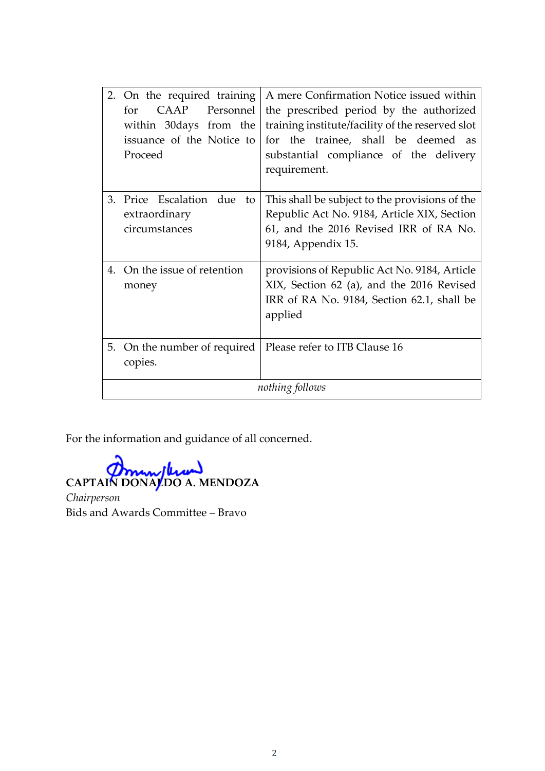| | |
|---|---|
| 2. On the required training for CAAP Personnel within 30days from the issuance of the Notice to Proceed | A mere Confirmation Notice issued within the prescribed period by the authorized training institute/facility of the reserved slot for the trainee, shall be deemed as substantial compliance of the delivery requirement. |
| 3. Price Escalation due to extraordinary circumstances | This shall be subject to the provisions of the Republic Act No. 9184, Article XIX, Section 61, and the 2016 Revised IRR of RA No. 9184, Appendix 15. |
| 4. On the issue of retention money | provisions of Republic Act No. 9184, Article XIX, Section 62 (a), and the 2016 Revised IRR of RA No. 9184, Section 62.1, shall be applied |
| 5. On the number of required copies. | Please refer to ITB Clause 16 |
| *nothing follows* | |

For the information and guidance of all concerned.

**CAPTAIN DONALDO A. MENDOZA**
*Chairperson*
Bids and Awards Committee – Bravo